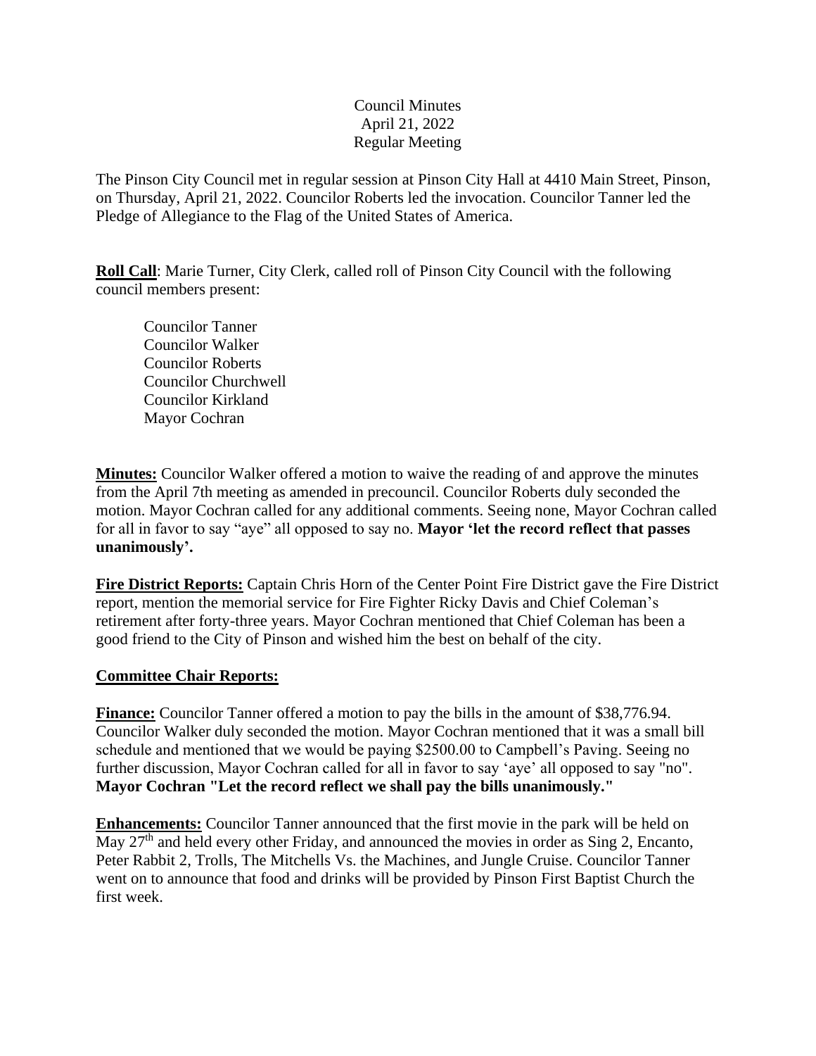Council Minutes
April 21, 2022
Regular Meeting

The Pinson City Council met in regular session at Pinson City Hall at 4410 Main Street, Pinson, on Thursday, April 21, 2022. Councilor Roberts led the invocation. Councilor Tanner led the Pledge of Allegiance to the Flag of the United States of America.

**Roll Call**: Marie Turner, City Clerk, called roll of Pinson City Council with the following council members present:

Councilor Tanner
Councilor Walker
Councilor Roberts
Councilor Churchwell
Councilor Kirkland
Mayor Cochran

**Minutes:** Councilor Walker offered a motion to waive the reading of and approve the minutes from the April 7th meeting as amended in precouncil. Councilor Roberts duly seconded the motion. Mayor Cochran called for any additional comments. Seeing none, Mayor Cochran called for all in favor to say "aye" all opposed to say no. **Mayor 'let the record reflect that passes unanimously'.**

**Fire District Reports:** Captain Chris Horn of the Center Point Fire District gave the Fire District report, mention the memorial service for Fire Fighter Ricky Davis and Chief Coleman's retirement after forty-three years. Mayor Cochran mentioned that Chief Coleman has been a good friend to the City of Pinson and wished him the best on behalf of the city.

**Committee Chair Reports:**

**Finance:** Councilor Tanner offered a motion to pay the bills in the amount of $38,776.94. Councilor Walker duly seconded the motion. Mayor Cochran mentioned that it was a small bill schedule and mentioned that we would be paying $2500.00 to Campbell's Paving. Seeing no further discussion, Mayor Cochran called for all in favor to say 'aye' all opposed to say "no". **Mayor Cochran "Let the record reflect we shall pay the bills unanimously."**

**Enhancements:** Councilor Tanner announced that the first movie in the park will be held on May 27th and held every other Friday, and announced the movies in order as Sing 2, Encanto, Peter Rabbit 2, Trolls, The Mitchells Vs. the Machines, and Jungle Cruise. Councilor Tanner went on to announce that food and drinks will be provided by Pinson First Baptist Church the first week.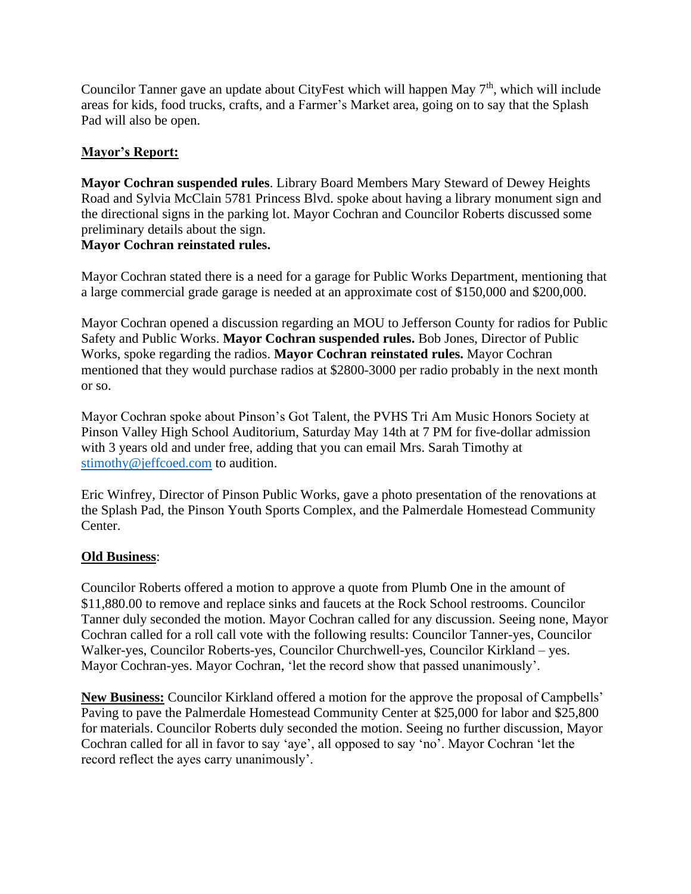Councilor Tanner gave an update about CityFest which will happen May 7th, which will include areas for kids, food trucks, crafts, and a Farmer's Market area, going on to say that the Splash Pad will also be open.

**Mayor's Report:**

**Mayor Cochran suspended rules**. Library Board Members Mary Steward of Dewey Heights Road and Sylvia McClain 5781 Princess Blvd. spoke about having a library monument sign and the directional signs in the parking lot. Mayor Cochran and Councilor Roberts discussed some preliminary details about the sign.
**Mayor Cochran reinstated rules.**

Mayor Cochran stated there is a need for a garage for Public Works Department, mentioning that a large commercial grade garage is needed at an approximate cost of $150,000 and $200,000.

Mayor Cochran opened a discussion regarding an MOU to Jefferson County for radios for Public Safety and Public Works. **Mayor Cochran suspended rules.** Bob Jones, Director of Public Works, spoke regarding the radios. **Mayor Cochran reinstated rules.** Mayor Cochran mentioned that they would purchase radios at $2800-3000 per radio probably in the next month or so.

Mayor Cochran spoke about Pinson's Got Talent, the PVHS Tri Am Music Honors Society at Pinson Valley High School Auditorium, Saturday May 14th at 7 PM for five-dollar admission with 3 years old and under free, adding that you can email Mrs. Sarah Timothy at stimothy@jeffcoed.com to audition.

Eric Winfrey, Director of Pinson Public Works, gave a photo presentation of the renovations at the Splash Pad, the Pinson Youth Sports Complex, and the Palmerdale Homestead Community Center.

**Old Business**:

Councilor Roberts offered a motion to approve a quote from Plumb One in the amount of $11,880.00 to remove and replace sinks and faucets at the Rock School restrooms. Councilor Tanner duly seconded the motion. Mayor Cochran called for any discussion. Seeing none, Mayor Cochran called for a roll call vote with the following results: Councilor Tanner-yes, Councilor Walker-yes, Councilor Roberts-yes, Councilor Churchwell-yes, Councilor Kirkland – yes. Mayor Cochran-yes. Mayor Cochran, 'let the record show that passed unanimously'.

**New Business:** Councilor Kirkland offered a motion for the approve the proposal of Campbells' Paving to pave the Palmerdale Homestead Community Center at $25,000 for labor and $25,800 for materials. Councilor Roberts duly seconded the motion. Seeing no further discussion, Mayor Cochran called for all in favor to say 'aye', all opposed to say 'no'. Mayor Cochran 'let the record reflect the ayes carry unanimously'.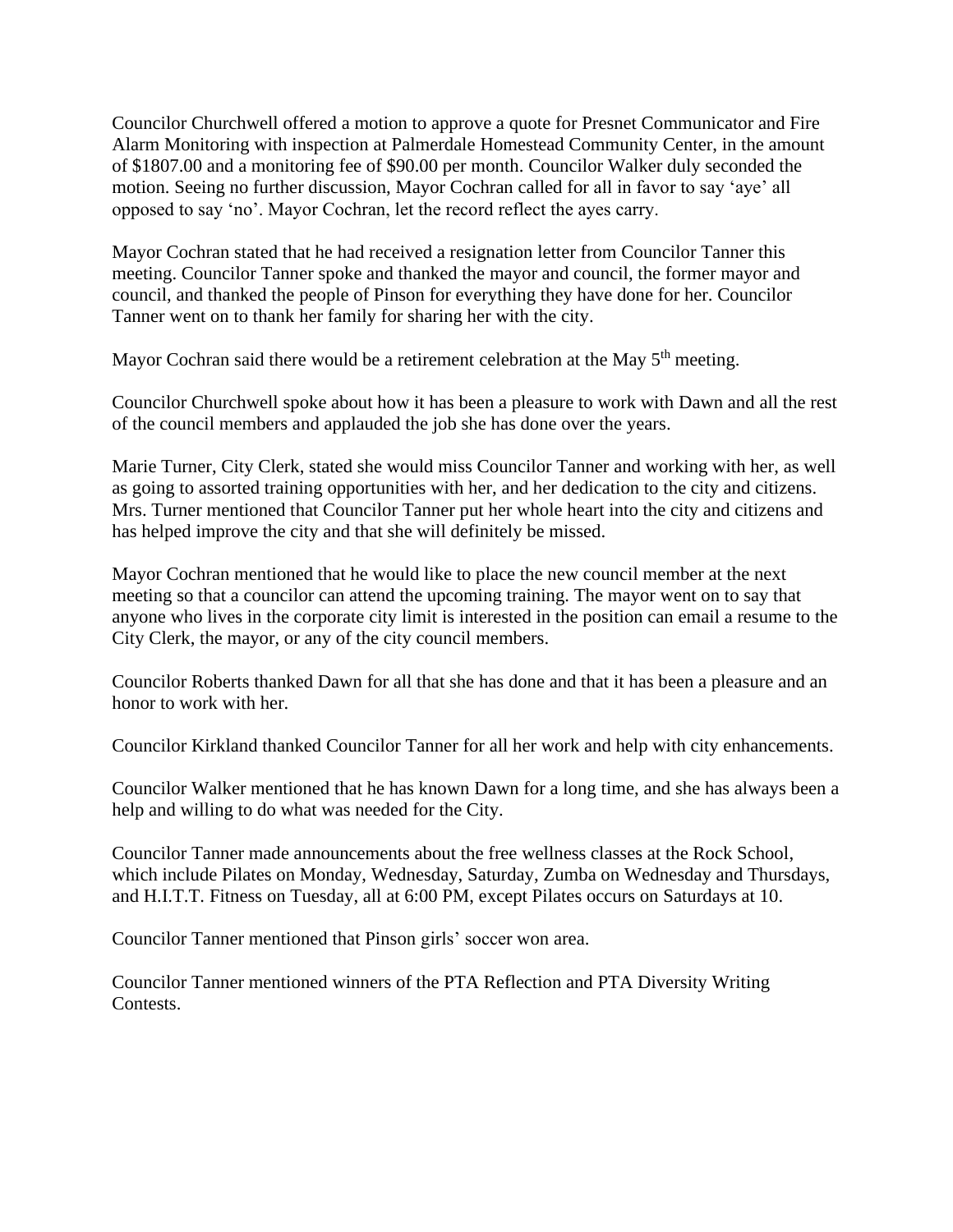Councilor Churchwell offered a motion to approve a quote for Presnet Communicator and Fire Alarm Monitoring with inspection at Palmerdale Homestead Community Center, in the amount of $1807.00 and a monitoring fee of $90.00 per month. Councilor Walker duly seconded the motion. Seeing no further discussion, Mayor Cochran called for all in favor to say 'aye' all opposed to say 'no'. Mayor Cochran, let the record reflect the ayes carry.

Mayor Cochran stated that he had received a resignation letter from Councilor Tanner this meeting. Councilor Tanner spoke and thanked the mayor and council, the former mayor and council, and thanked the people of Pinson for everything they have done for her. Councilor Tanner went on to thank her family for sharing her with the city.

Mayor Cochran said there would be a retirement celebration at the May 5th meeting.

Councilor Churchwell spoke about how it has been a pleasure to work with Dawn and all the rest of the council members and applauded the job she has done over the years.

Marie Turner, City Clerk, stated she would miss Councilor Tanner and working with her, as well as going to assorted training opportunities with her, and her dedication to the city and citizens. Mrs. Turner mentioned that Councilor Tanner put her whole heart into the city and citizens and has helped improve the city and that she will definitely be missed.

Mayor Cochran mentioned that he would like to place the new council member at the next meeting so that a councilor can attend the upcoming training. The mayor went on to say that anyone who lives in the corporate city limit is interested in the position can email a resume to the City Clerk, the mayor, or any of the city council members.

Councilor Roberts thanked Dawn for all that she has done and that it has been a pleasure and an honor to work with her.

Councilor Kirkland thanked Councilor Tanner for all her work and help with city enhancements.

Councilor Walker mentioned that he has known Dawn for a long time, and she has always been a help and willing to do what was needed for the City.

Councilor Tanner made announcements about the free wellness classes at the Rock School, which include Pilates on Monday, Wednesday, Saturday, Zumba on Wednesday and Thursdays, and H.I.T.T. Fitness on Tuesday, all at 6:00 PM, except Pilates occurs on Saturdays at 10.

Councilor Tanner mentioned that Pinson girls' soccer won area.

Councilor Tanner mentioned winners of the PTA Reflection and PTA Diversity Writing Contests.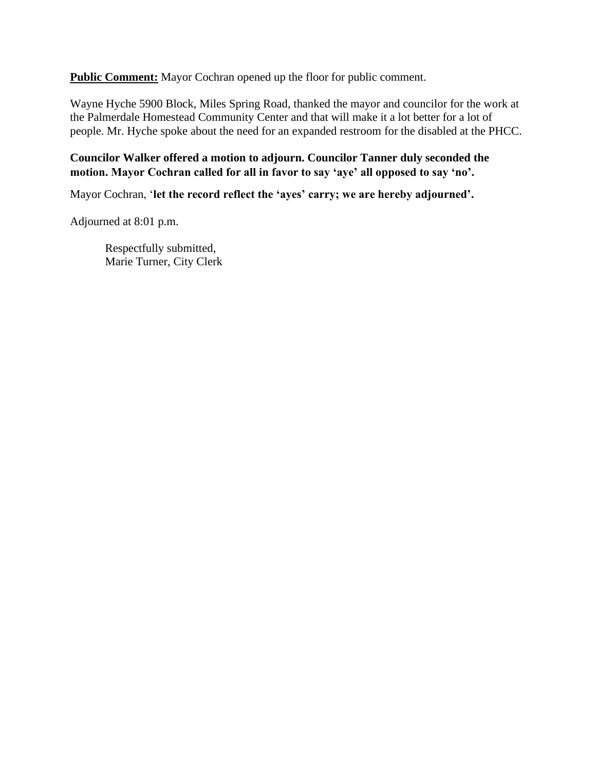**<u>Public Comment:</u>** Mayor Cochran opened up the floor for public comment.

Wayne Hyche 5900 Block, Miles Spring Road, thanked the mayor and councilor for the work at the Palmerdale Homestead Community Center and that will make it a lot better for a lot of people. Mr. Hyche spoke about the need for an expanded restroom for the disabled at the PHCC.

**Councilor Walker offered a motion to adjourn. Councilor Tanner duly seconded the motion. Mayor Cochran called for all in favor to say 'aye' all opposed to say 'no'.**

Mayor Cochran, '**let the record reflect the 'ayes' carry; we are hereby adjourned'.**

Adjourned at 8:01 p.m.

Respectfully submitted,
Marie Turner, City Clerk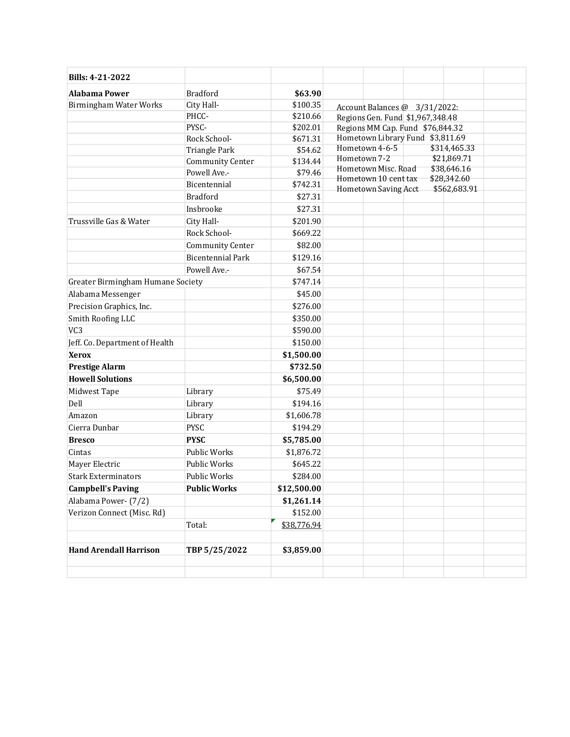| Bills: 4-21-2022 | | |
|---|---|---|
| **Alabama Power** | Bradford | **$63.90** |
| Birmingham Water Works | City Hall- | $100.35 |
| | PHCC- | $210.66 |
| | PYSC- | $202.01 |
| | Rock School- | $671.31 |
| | Triangle Park | $54.62 |
| | Community Center | $134.44 |
| | Powell Ave.- | $79.46 |
| | Bicentennial | $742.31 |
| | Bradford | $27.31 |
| | Insbrooke | $27.31 |
| Trussville Gas & Water | City Hall- | $201.90 |
| | Rock School- | $669.22 |
| | Community Center | $82.00 |
| | Bicentennial Park | $129.16 |
| | Powell Ave.- | $67.54 |
| Greater Birmingham Humane Society | | $747.14 |
| Alabama Messenger | | $45.00 |
| Precision Graphics, Inc. | | $276.00 |
| Smith Roofing LLC | | $350.00 |
| VC3 | | $590.00 |
| Jeff. Co. Department of Health | | $150.00 |
| **Xerox** | | **$1,500.00** |
| **Prestige Alarm** | | **$732.50** |
| **Howell Solutions** | | **$6,500.00** |
| Midwest Tape | Library | $75.49 |
| Dell | Library | $194.16 |
| Amazon | Library | $1,606.78 |
| Cierra Dunbar | PYSC | $194.29 |
| **Bresco** | **PYSC** | **$5,785.00** |
| Cintas | Public Works | $1,876.72 |
| Mayer Electric | Public Works | $645.22 |
| Stark Exterminators | Public Works | $284.00 |
| **Campbell's Paving** | **Public Works** | **$12,500.00** |
| Alabama Power- (7/2) | | **$1,261.14** |
| Verizon Connect (Misc. Rd) | | $152.00 |
| | Total: | $38,776.94 |
| | | |
| **Hand Arendall Harrison** | **TBP 5/25/2022** | **$3,859.00** |

Account Balances @ 3/31/2022:

| Account | Balance |
|---|---|
| Regions Gen. Fund | $1,967,348.48 |
| Regions MM Cap. Fund | $76,844.32 |
| Hometown Library Fund | $3,811.69 |
| Hometown 4-6-5 | $314,465.33 |
| Hometown 7-2 | $21,869.71 |
| Hometown Misc. Road | $38,646.16 |
| Hometown 10 cent tax | $28,342.60 |
| Hometown Saving Acct | $562,683.91 |